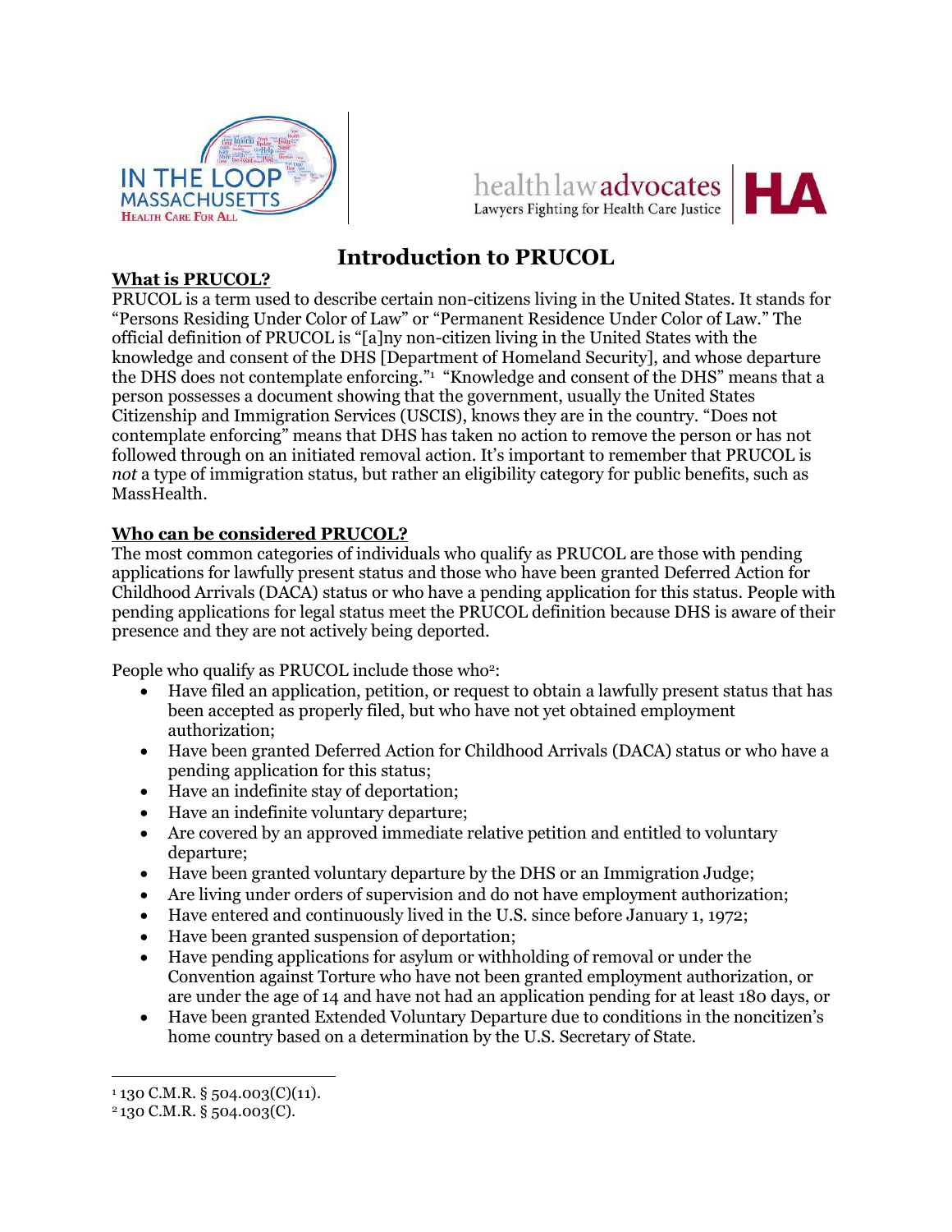# Introduction to PRUCOL

**What is PRUCOL?**

PRUCOL is a term used to describe certain non-citizens living in the United States. It stands for "Persons Residing Under Color of Law" or "Permanent Residence Under Color of Law." The official definition of PRUCOL is "[a]ny non-citizen living in the United States with the knowledge and consent of the DHS [Department of Homeland Security], and whose departure the DHS does not contemplate enforcing."[1] "Knowledge and consent of the DHS" means that a person possesses a document showing that the government, usually the United States Citizenship and Immigration Services (USCIS), knows they are in the country. "Does not contemplate enforcing" means that DHS has taken no action to remove the person or has not followed through on an initiated removal action. It's important to remember that PRUCOL is *not* a type of immigration status, but rather an eligibility category for public benefits, such as MassHealth.

**Who can be considered PRUCOL?**

The most common categories of individuals who qualify as PRUCOL are those with pending applications for lawfully present status and those who have been granted Deferred Action for Childhood Arrivals (DACA) status or who have a pending application for this status. People with pending applications for legal status meet the PRUCOL definition because DHS is aware of their presence and they are not actively being deported.

People who qualify as PRUCOL include those who[2]:

- Have filed an application, petition, or request to obtain a lawfully present status that has been accepted as properly filed, but who have not yet obtained employment authorization;
- Have been granted Deferred Action for Childhood Arrivals (DACA) status or who have a pending application for this status;
- Have an indefinite stay of deportation;
- Have an indefinite voluntary departure;
- Are covered by an approved immediate relative petition and entitled to voluntary departure;
- Have been granted voluntary departure by the DHS or an Immigration Judge;
- Are living under orders of supervision and do not have employment authorization;
- Have entered and continuously lived in the U.S. since before January 1, 1972;
- Have been granted suspension of deportation;
- Have pending applications for asylum or withholding of removal or under the Convention against Torture who have not been granted employment authorization, or are under the age of 14 and have not had an application pending for at least 180 days, or
- Have been granted Extended Voluntary Departure due to conditions in the noncitizen's home country based on a determination by the U.S. Secretary of State.

---

[1] 130 C.M.R. § 504.003(C)(11).

[2] 130 C.M.R. § 504.003(C).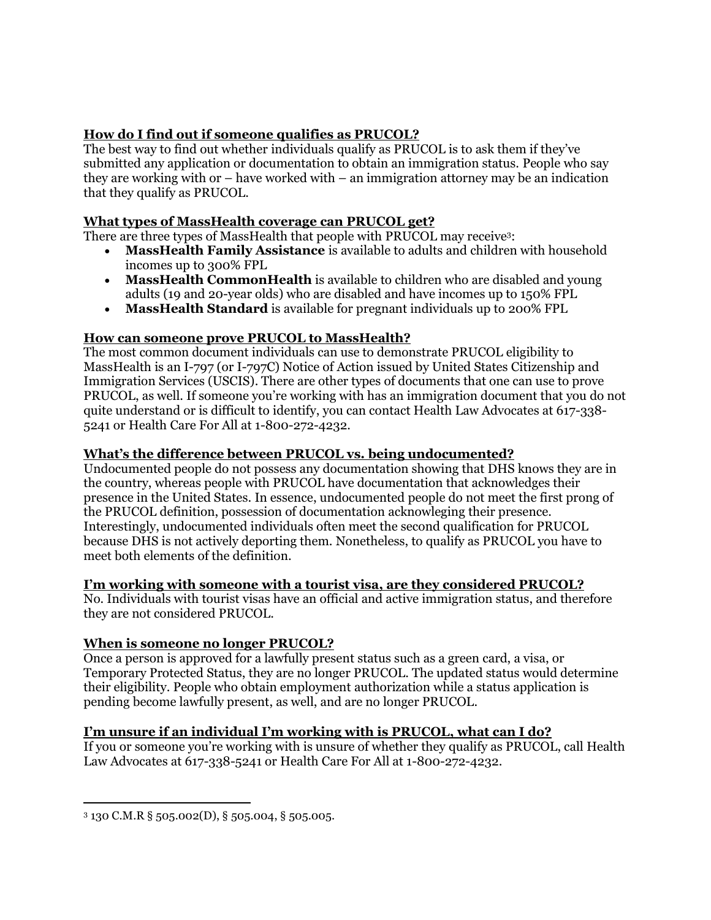### How do I find out if someone qualifies as PRUCOL?

The best way to find out whether individuals qualify as PRUCOL is to ask them if they've submitted any application or documentation to obtain an immigration status. People who say they are working with or – have worked with – an immigration attorney may be an indication that they qualify as PRUCOL.

### What types of MassHealth coverage can PRUCOL get?

There are three types of MassHealth that people with PRUCOL may receive[3]:

- **MassHealth Family Assistance** is available to adults and children with household incomes up to 300% FPL
- **MassHealth CommonHealth** is available to children who are disabled and young adults (19 and 20-year olds) who are disabled and have incomes up to 150% FPL
- **MassHealth Standard** is available for pregnant individuals up to 200% FPL

### How can someone prove PRUCOL to MassHealth?

The most common document individuals can use to demonstrate PRUCOL eligibility to MassHealth is an I-797 (or I-797C) Notice of Action issued by United States Citizenship and Immigration Services (USCIS). There are other types of documents that one can use to prove PRUCOL, as well. If someone you're working with has an immigration document that you do not quite understand or is difficult to identify, you can contact Health Law Advocates at 617-338-5241 or Health Care For All at 1-800-272-4232.

### What's the difference between PRUCOL vs. being undocumented?

Undocumented people do not possess any documentation showing that DHS knows they are in the country, whereas people with PRUCOL have documentation that acknowledges their presence in the United States. In essence, undocumented people do not meet the first prong of the PRUCOL definition, possession of documentation acknowleging their presence. Interestingly, undocumented individuals often meet the second qualification for PRUCOL because DHS is not actively deporting them. Nonetheless, to qualify as PRUCOL you have to meet both elements of the definition.

### I'm working with someone with a tourist visa, are they considered PRUCOL?

No. Individuals with tourist visas have an official and active immigration status, and therefore they are not considered PRUCOL.

### When is someone no longer PRUCOL?

Once a person is approved for a lawfully present status such as a green card, a visa, or Temporary Protected Status, they are no longer PRUCOL. The updated status would determine their eligibility. People who obtain employment authorization while a status application is pending become lawfully present, as well, and are no longer PRUCOL.

### I'm unsure if an individual I'm working with is PRUCOL, what can I do?

If you or someone you're working with is unsure of whether they qualify as PRUCOL, call Health Law Advocates at 617-338-5241 or Health Care For All at 1-800-272-4232.

---

[3] 130 C.M.R § 505.002(D), § 505.004, § 505.005.